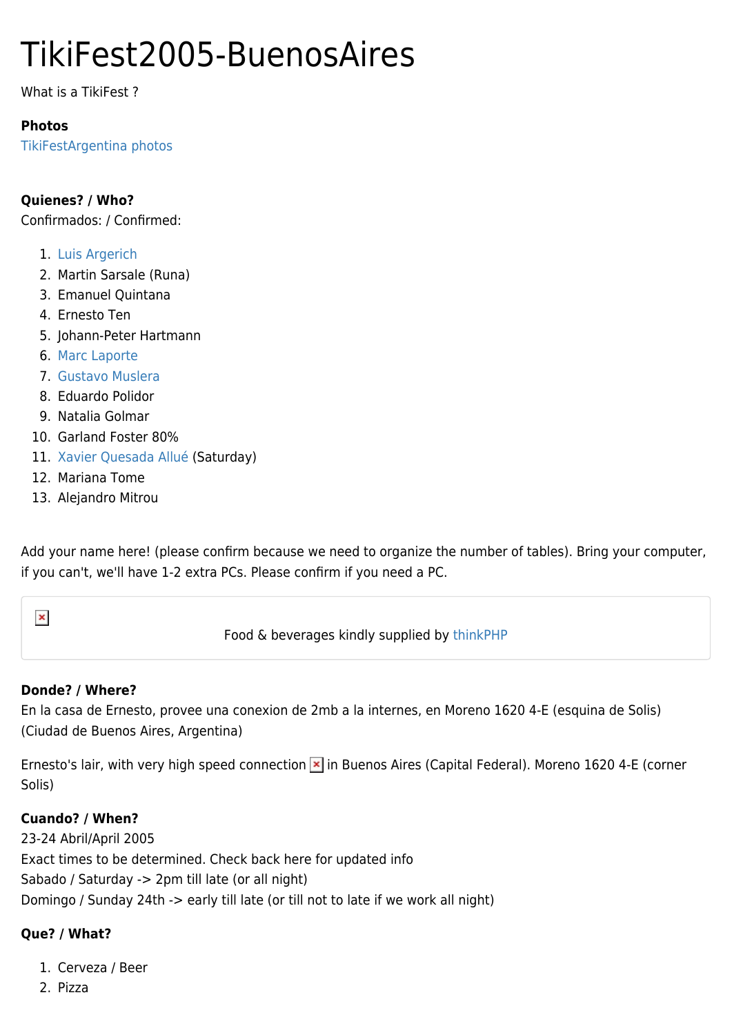# TikiFest2005-BuenosAires

What is a TikiFest ?

**Photos**
TikiFestArgentina photos

**Quienes? / Who?**
Confirmados: / Confirmed:

1. Luis Argerich
2. Martin Sarsale (Runa)
3. Emanuel Quintana
4. Ernesto Ten
5. Johann-Peter Hartmann
6. Marc Laporte
7. Gustavo Muslera
8. Eduardo Polidor
9. Natalia Golmar
10. Garland Foster 80%
11. Xavier Quesada Allué (Saturday)
12. Mariana Tome
13. Alejandro Mitrou

Add your name here! (please confirm because we need to organize the number of tables). Bring your computer, if you can't, we'll have 1-2 extra PCs. Please confirm if you need a PC.

Food & beverages kindly supplied by thinkPHP

**Donde? / Where?**
En la casa de Ernesto, provee una conexion de 2mb a la internes, en Moreno 1620 4-E (esquina de Solis) (Ciudad de Buenos Aires, Argentina)

Ernesto's lair, with very high speed connection in Buenos Aires (Capital Federal). Moreno 1620 4-E (corner Solis)

**Cuando? / When?**
23-24 Abril/April 2005
Exact times to be determined. Check back here for updated info
Sabado / Saturday -> 2pm till late (or all night)
Domingo / Sunday 24th -> early till late (or till not to late if we work all night)

**Que? / What?**

1. Cerveza / Beer
2. Pizza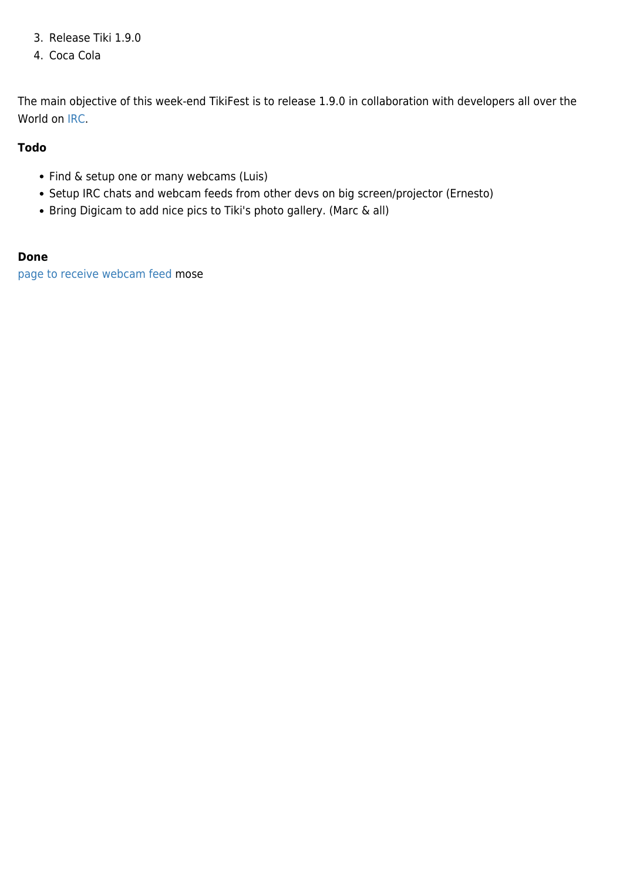3. Release Tiki 1.9.0
4. Coca Cola

The main objective of this week-end TikiFest is to release 1.9.0 in collaboration with developers all over the World on IRC.

**Todo**

- Find & setup one or many webcams (Luis)
- Setup IRC chats and webcam feeds from other devs on big screen/projector (Ernesto)
- Bring Digicam to add nice pics to Tiki's photo gallery. (Marc & all)

**Done**

page to receive webcam feed mose